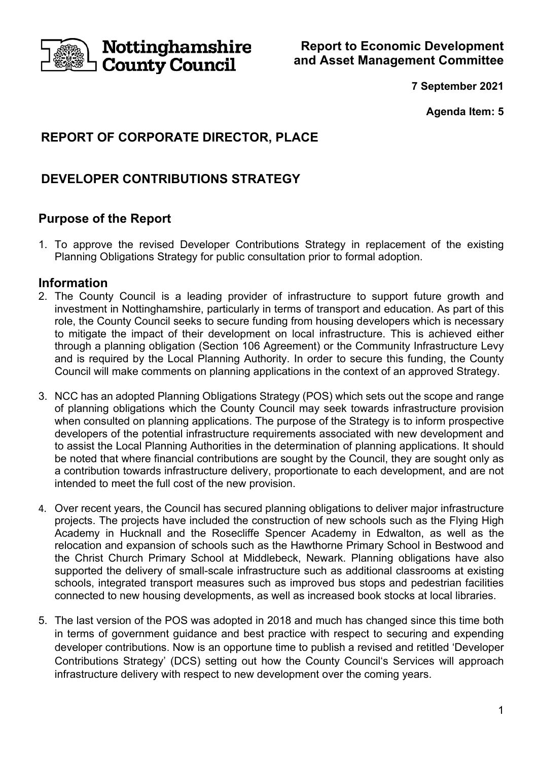Nottinghamshire County Council

**Report to Economic Development and Asset Management Committee**

**7 September 2021**

**Agenda Item: 5**

## REPORT OF CORPORATE DIRECTOR, PLACE

## DEVELOPER CONTRIBUTIONS STRATEGY

## Purpose of the Report

1. To approve the revised Developer Contributions Strategy in replacement of the existing Planning Obligations Strategy for public consultation prior to formal adoption.

## Information

2. The County Council is a leading provider of infrastructure to support future growth and investment in Nottinghamshire, particularly in terms of transport and education. As part of this role, the County Council seeks to secure funding from housing developers which is necessary to mitigate the impact of their development on local infrastructure. This is achieved either through a planning obligation (Section 106 Agreement) or the Community Infrastructure Levy and is required by the Local Planning Authority. In order to secure this funding, the County Council will make comments on planning applications in the context of an approved Strategy.

3. NCC has an adopted Planning Obligations Strategy (POS) which sets out the scope and range of planning obligations which the County Council may seek towards infrastructure provision when consulted on planning applications. The purpose of the Strategy is to inform prospective developers of the potential infrastructure requirements associated with new development and to assist the Local Planning Authorities in the determination of planning applications. It should be noted that where financial contributions are sought by the Council, they are sought only as a contribution towards infrastructure delivery, proportionate to each development, and are not intended to meet the full cost of the new provision.

4. Over recent years, the Council has secured planning obligations to deliver major infrastructure projects. The projects have included the construction of new schools such as the Flying High Academy in Hucknall and the Rosecliffe Spencer Academy in Edwalton, as well as the relocation and expansion of schools such as the Hawthorne Primary School in Bestwood and the Christ Church Primary School at Middlebeck, Newark. Planning obligations have also supported the delivery of small-scale infrastructure such as additional classrooms at existing schools, integrated transport measures such as improved bus stops and pedestrian facilities connected to new housing developments, as well as increased book stocks at local libraries.

5. The last version of the POS was adopted in 2018 and much has changed since this time both in terms of government guidance and best practice with respect to securing and expending developer contributions. Now is an opportune time to publish a revised and retitled 'Developer Contributions Strategy' (DCS) setting out how the County Council's Services will approach infrastructure delivery with respect to new development over the coming years.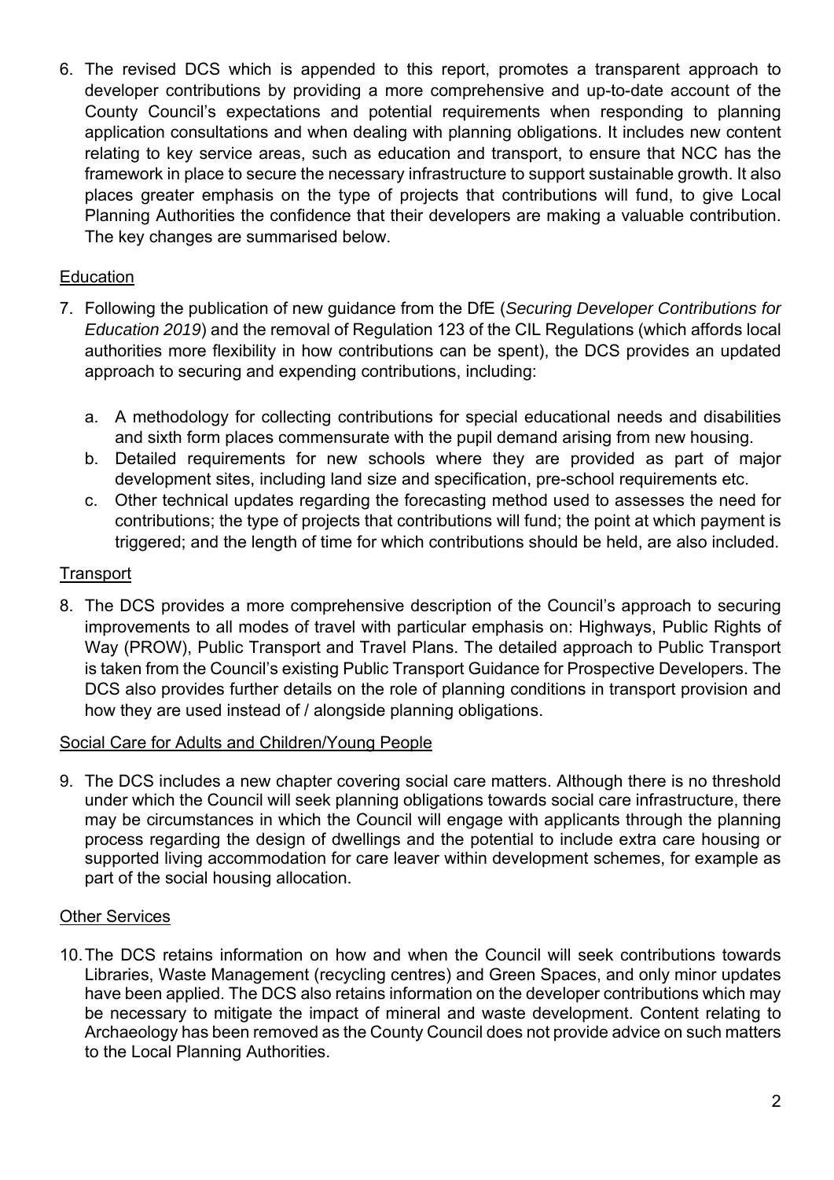6. The revised DCS which is appended to this report, promotes a transparent approach to developer contributions by providing a more comprehensive and up-to-date account of the County Council's expectations and potential requirements when responding to planning application consultations and when dealing with planning obligations. It includes new content relating to key service areas, such as education and transport, to ensure that NCC has the framework in place to secure the necessary infrastructure to support sustainable growth. It also places greater emphasis on the type of projects that contributions will fund, to give Local Planning Authorities the confidence that their developers are making a valuable contribution. The key changes are summarised below.

Education

7. Following the publication of new guidance from the DfE (*Securing Developer Contributions for Education 2019*) and the removal of Regulation 123 of the CIL Regulations (which affords local authorities more flexibility in how contributions can be spent), the DCS provides an updated approach to securing and expending contributions, including:

   a. A methodology for collecting contributions for special educational needs and disabilities and sixth form places commensurate with the pupil demand arising from new housing.
   b. Detailed requirements for new schools where they are provided as part of major development sites, including land size and specification, pre-school requirements etc.
   c. Other technical updates regarding the forecasting method used to assesses the need for contributions; the type of projects that contributions will fund; the point at which payment is triggered; and the length of time for which contributions should be held, are also included.

Transport

8. The DCS provides a more comprehensive description of the Council's approach to securing improvements to all modes of travel with particular emphasis on: Highways, Public Rights of Way (PROW), Public Transport and Travel Plans. The detailed approach to Public Transport is taken from the Council's existing Public Transport Guidance for Prospective Developers. The DCS also provides further details on the role of planning conditions in transport provision and how they are used instead of / alongside planning obligations.

Social Care for Adults and Children/Young People

9. The DCS includes a new chapter covering social care matters. Although there is no threshold under which the Council will seek planning obligations towards social care infrastructure, there may be circumstances in which the Council will engage with applicants through the planning process regarding the design of dwellings and the potential to include extra care housing or supported living accommodation for care leaver within development schemes, for example as part of the social housing allocation.

Other Services

10. The DCS retains information on how and when the Council will seek contributions towards Libraries, Waste Management (recycling centres) and Green Spaces, and only minor updates have been applied. The DCS also retains information on the developer contributions which may be necessary to mitigate the impact of mineral and waste development. Content relating to Archaeology has been removed as the County Council does not provide advice on such matters to the Local Planning Authorities.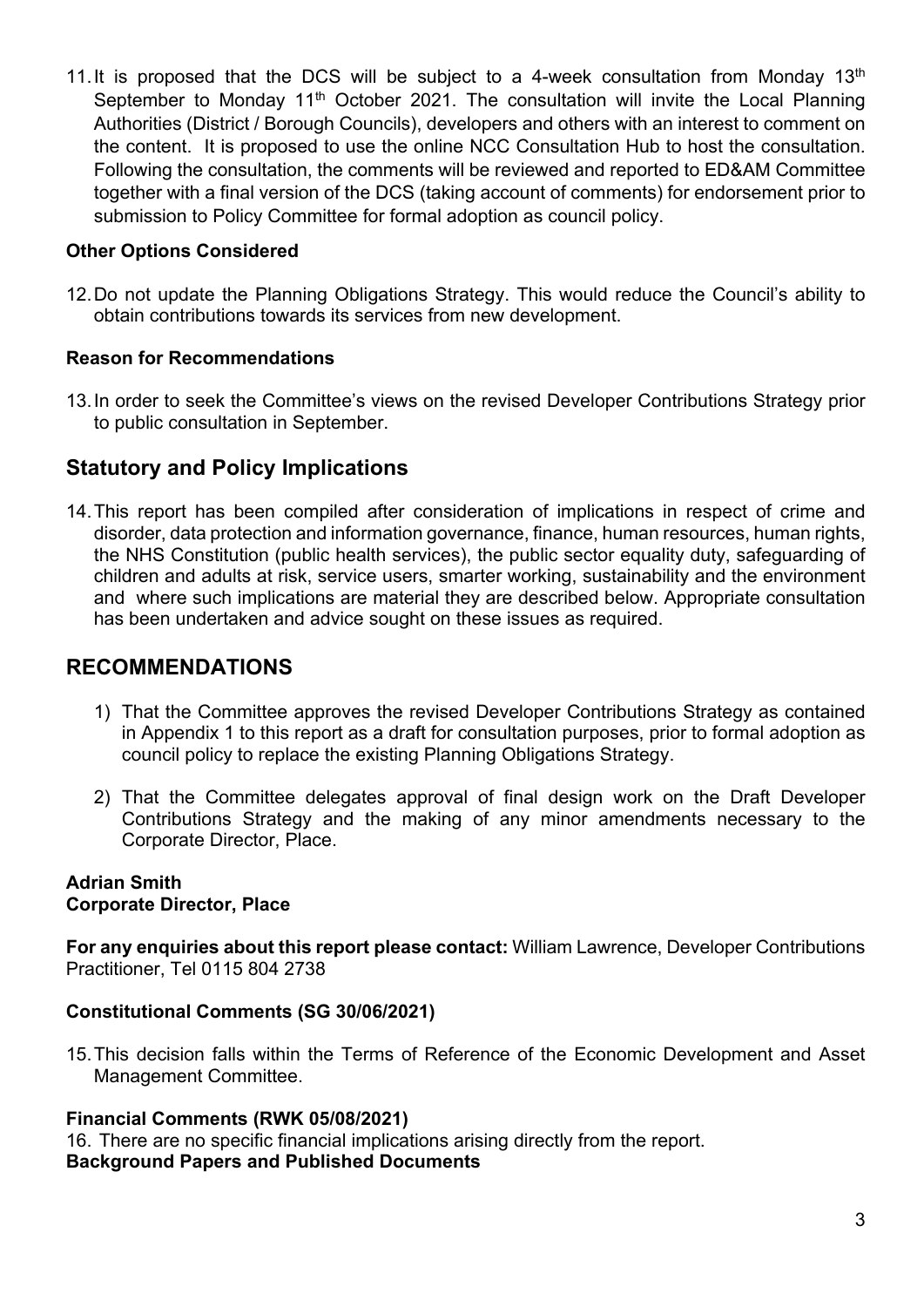11. It is proposed that the DCS will be subject to a 4-week consultation from Monday 13th September to Monday 11th October 2021. The consultation will invite the Local Planning Authorities (District / Borough Councils), developers and others with an interest to comment on the content. It is proposed to use the online NCC Consultation Hub to host the consultation. Following the consultation, the comments will be reviewed and reported to ED&AM Committee together with a final version of the DCS (taking account of comments) for endorsement prior to submission to Policy Committee for formal adoption as council policy.

**Other Options Considered**

12. Do not update the Planning Obligations Strategy. This would reduce the Council's ability to obtain contributions towards its services from new development.

**Reason for Recommendations**

13. In order to seek the Committee's views on the revised Developer Contributions Strategy prior to public consultation in September.

## Statutory and Policy Implications

14. This report has been compiled after consideration of implications in respect of crime and disorder, data protection and information governance, finance, human resources, human rights, the NHS Constitution (public health services), the public sector equality duty, safeguarding of children and adults at risk, service users, smarter working, sustainability and the environment and where such implications are material they are described below. Appropriate consultation has been undertaken and advice sought on these issues as required.

## RECOMMENDATIONS

1) That the Committee approves the revised Developer Contributions Strategy as contained in Appendix 1 to this report as a draft for consultation purposes, prior to formal adoption as council policy to replace the existing Planning Obligations Strategy.

2) That the Committee delegates approval of final design work on the Draft Developer Contributions Strategy and the making of any minor amendments necessary to the Corporate Director, Place.

**Adrian Smith**
**Corporate Director, Place**

**For any enquiries about this report please contact:** William Lawrence, Developer Contributions Practitioner, Tel 0115 804 2738

**Constitutional Comments (SG 30/06/2021)**

15. This decision falls within the Terms of Reference of the Economic Development and Asset Management Committee.

**Financial Comments (RWK 05/08/2021)**

16. There are no specific financial implications arising directly from the report.

**Background Papers and Published Documents**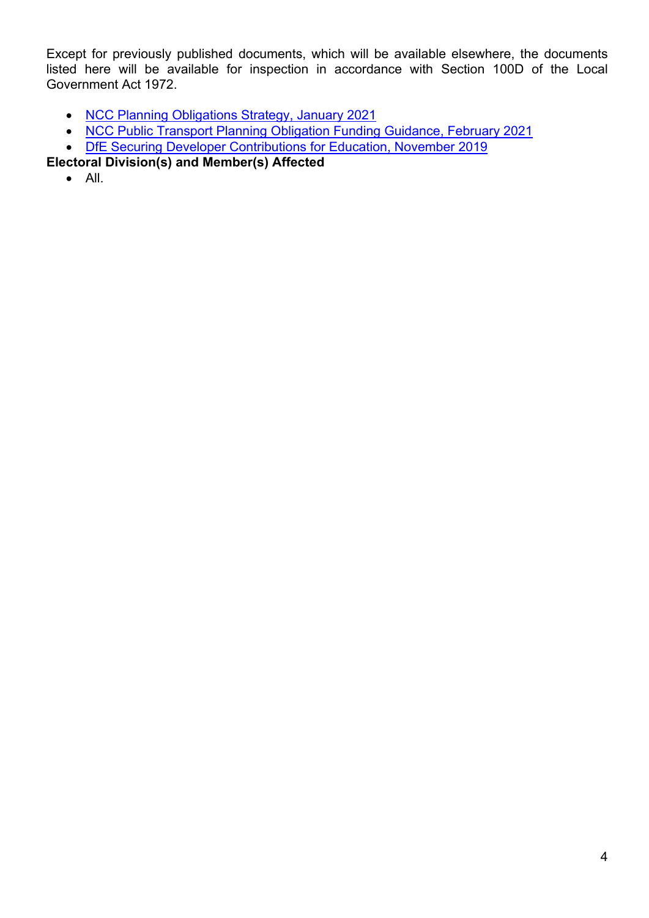Except for previously published documents, which will be available elsewhere, the documents listed here will be available for inspection in accordance with Section 100D of the Local Government Act 1972.

- NCC Planning Obligations Strategy, January 2021
- NCC Public Transport Planning Obligation Funding Guidance, February 2021
- DfE Securing Developer Contributions for Education, November 2019

**Electoral Division(s) and Member(s) Affected**

- All.